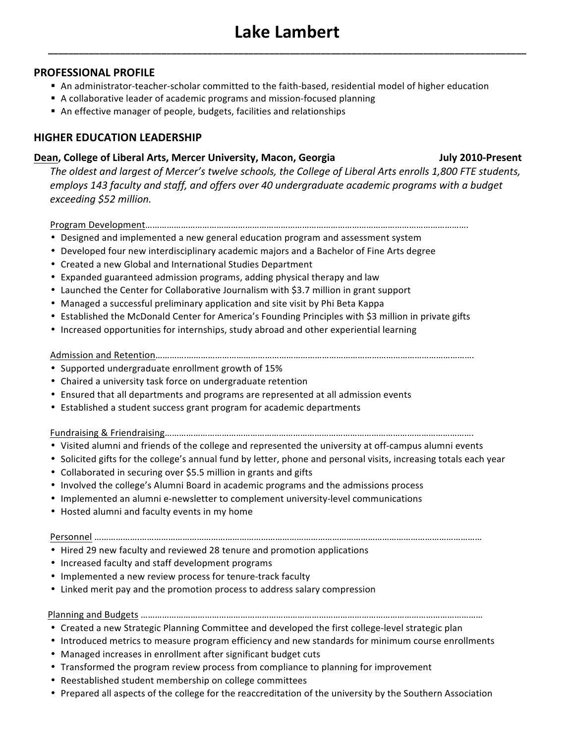# Lake Lambert

## PROFESSIONAL PROFILE

- An administrator-teacher-scholar committed to the faith-based, residential model of higher education
- A collaborative leader of academic programs and mission-focused planning
- An effective manager of people, budgets, facilities and relationships

## HIGHER EDUCATION LEADERSHIP

**Dean, College of Liberal Arts, Mercer University, Macon, Georgia** **July 2010-Present**

*The oldest and largest of Mercer's twelve schools, the College of Liberal Arts enrolls 1,800 FTE students, employs 143 faculty and staff, and offers over 40 undergraduate academic programs with a budget exceeding $52 million.*

Program Development

- Designed and implemented a new general education program and assessment system
- Developed four new interdisciplinary academic majors and a Bachelor of Fine Arts degree
- Created a new Global and International Studies Department
- Expanded guaranteed admission programs, adding physical therapy and law
- Launched the Center for Collaborative Journalism with $3.7 million in grant support
- Managed a successful preliminary application and site visit by Phi Beta Kappa
- Established the McDonald Center for America's Founding Principles with $3 million in private gifts
- Increased opportunities for internships, study abroad and other experiential learning

Admission and Retention

- Supported undergraduate enrollment growth of 15%
- Chaired a university task force on undergraduate retention
- Ensured that all departments and programs are represented at all admission events
- Established a student success grant program for academic departments

Fundraising & Friendraising

- Visited alumni and friends of the college and represented the university at off-campus alumni events
- Solicited gifts for the college's annual fund by letter, phone and personal visits, increasing totals each year
- Collaborated in securing over $5.5 million in grants and gifts
- Involved the college's Alumni Board in academic programs and the admissions process
- Implemented an alumni e-newsletter to complement university-level communications
- Hosted alumni and faculty events in my home

Personnel

- Hired 29 new faculty and reviewed 28 tenure and promotion applications
- Increased faculty and staff development programs
- Implemented a new review process for tenure-track faculty
- Linked merit pay and the promotion process to address salary compression

Planning and Budgets

- Created a new Strategic Planning Committee and developed the first college-level strategic plan
- Introduced metrics to measure program efficiency and new standards for minimum course enrollments
- Managed increases in enrollment after significant budget cuts
- Transformed the program review process from compliance to planning for improvement
- Reestablished student membership on college committees
- Prepared all aspects of the college for the reaccreditation of the university by the Southern Association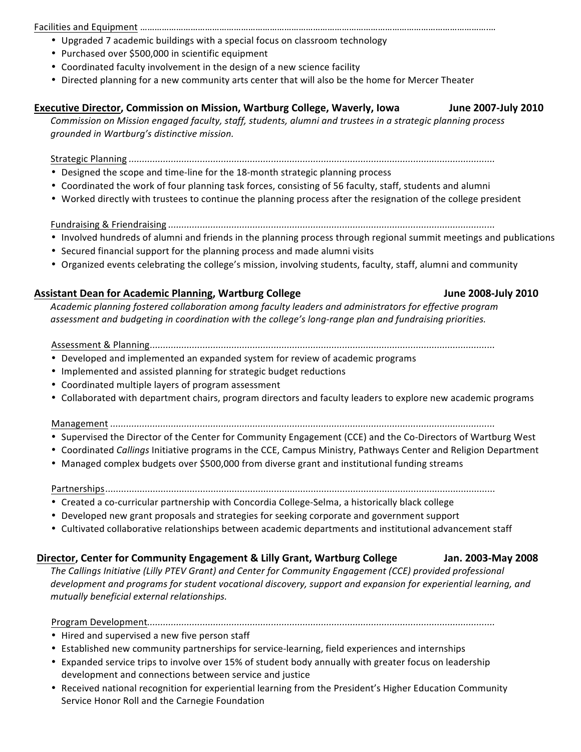Facilities and Equipment ……………………………………………………………………………………………………………………………………

- Upgraded 7 academic buildings with a special focus on classroom technology
- Purchased over $500,000 in scientific equipment
- Coordinated faculty involvement in the design of a new science facility
- Directed planning for a new community arts center that will also be the home for Mercer Theater

**Executive Director, Commission on Mission, Wartburg College, Waverly, Iowa — June 2007-July 2010**

*Commission on Mission engaged faculty, staff, students, alumni and trustees in a strategic planning process grounded in Wartburg's distinctive mission.*

Strategic Planning ..........................................................................................................................................

- Designed the scope and time-line for the 18-month strategic planning process
- Coordinated the work of four planning task forces, consisting of 56 faculty, staff, students and alumni
- Worked directly with trustees to continue the planning process after the resignation of the college president

Fundraising & Friendraising ............................................................................................................................

- Involved hundreds of alumni and friends in the planning process through regional summit meetings and publications
- Secured financial support for the planning process and made alumni visits
- Organized events celebrating the college's mission, involving students, faculty, staff, alumni and community

**Assistant Dean for Academic Planning, Wartburg College — June 2008-July 2010**

*Academic planning fostered collaboration among faculty leaders and administrators for effective program assessment and budgeting in coordination with the college's long-range plan and fundraising priorities.*

Assessment & Planning..................................................................................................................................

- Developed and implemented an expanded system for review of academic programs
- Implemented and assisted planning for strategic budget reductions
- Coordinated multiple layers of program assessment
- Collaborated with department chairs, program directors and faculty leaders to explore new academic programs

Management ..................................................................................................................................................

- Supervised the Director of the Center for Community Engagement (CCE) and the Co-Directors of Wartburg West
- Coordinated *Callings* Initiative programs in the CCE, Campus Ministry, Pathways Center and Religion Department
- Managed complex budgets over $500,000 from diverse grant and institutional funding streams

Partnerships....................................................................................................................................................

- Created a co-curricular partnership with Concordia College-Selma, a historically black college
- Developed new grant proposals and strategies for seeking corporate and government support
- Cultivated collaborative relationships between academic departments and institutional advancement staff

**Director, Center for Community Engagement & Lilly Grant, Wartburg College — Jan. 2003-May 2008**

*The Callings Initiative (Lilly PTEV Grant) and Center for Community Engagement (CCE) provided professional development and programs for student vocational discovery, support and expansion for experiential learning, and mutually beneficial external relationships.*

Program Development......................................................................................................................................

- Hired and supervised a new five person staff
- Established new community partnerships for service-learning, field experiences and internships
- Expanded service trips to involve over 15% of student body annually with greater focus on leadership development and connections between service and justice
- Received national recognition for experiential learning from the President's Higher Education Community Service Honor Roll and the Carnegie Foundation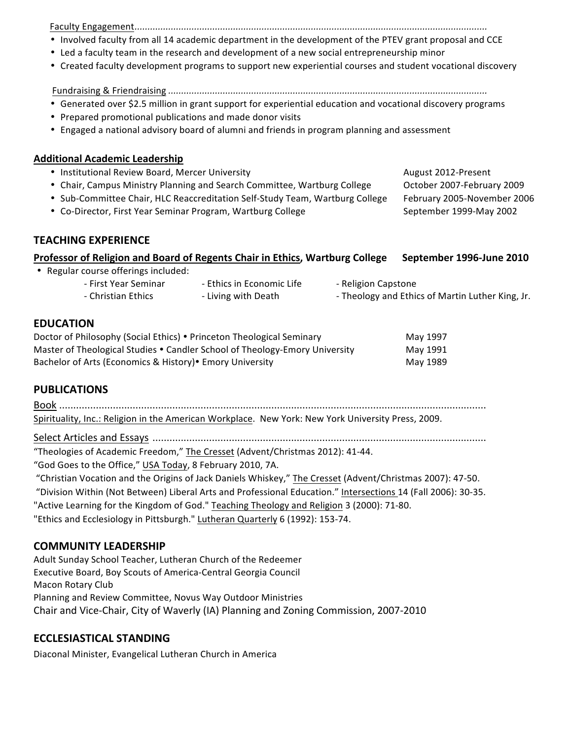Faculty Engagement.......................................................................................................................................

- Involved faculty from all 14 academic department in the development of the PTEV grant proposal and CCE
- Led a faculty team in the research and development of a new social entrepreneurship minor
- Created faculty development programs to support new experiential courses and student vocational discovery

Fundraising & Friendraising .........................................................................................................................

- Generated over $2.5 million in grant support for experiential education and vocational discovery programs
- Prepared promotional publications and made donor visits
- Engaged a national advisory board of alumni and friends in program planning and assessment

**Additional Academic Leadership**

- Institutional Review Board, Mercer University — August 2012-Present
- Chair, Campus Ministry Planning and Search Committee, Wartburg College — October 2007-February 2009
- Sub-Committee Chair, HLC Reaccreditation Self-Study Team, Wartburg College — February 2005-November 2006
- Co-Director, First Year Seminar Program, Wartburg College — September 1999-May 2002

## TEACHING EXPERIENCE

**Professor of Religion and Board of Regents Chair in Ethics, Wartburg College — September 1996-June 2010**

- Regular course offerings included:
  - First Year Seminar
  - Ethics in Economic Life
  - Religion Capstone
  - Christian Ethics
  - Living with Death
  - Theology and Ethics of Martin Luther King, Jr.

## EDUCATION

Doctor of Philosophy (Social Ethics) • Princeton Theological Seminary — May 1997
Master of Theological Studies • Candler School of Theology-Emory University — May 1991
Bachelor of Arts (Economics & History)• Emory University — May 1989

## PUBLICATIONS

Book .....................................................................................................................................................

Spirituality, Inc.: Religion in the American Workplace. New York: New York University Press, 2009.

Select Articles and Essays ......................................................................................................................

"Theologies of Academic Freedom," The Cresset (Advent/Christmas 2012): 41-44.

"God Goes to the Office," USA Today, 8 February 2010, 7A.

"Christian Vocation and the Origins of Jack Daniels Whiskey," The Cresset (Advent/Christmas 2007): 47-50.

"Division Within (Not Between) Liberal Arts and Professional Education." Intersections 14 (Fall 2006): 30-35.

"Active Learning for the Kingdom of God." Teaching Theology and Religion 3 (2000): 71-80.

"Ethics and Ecclesiology in Pittsburgh." Lutheran Quarterly 6 (1992): 153-74.

## COMMUNITY LEADERSHIP

Adult Sunday School Teacher, Lutheran Church of the Redeemer
Executive Board, Boy Scouts of America-Central Georgia Council
Macon Rotary Club
Planning and Review Committee, Novus Way Outdoor Ministries
Chair and Vice-Chair, City of Waverly (IA) Planning and Zoning Commission, 2007-2010

## ECCLESIASTICAL STANDING

Diaconal Minister, Evangelical Lutheran Church in America